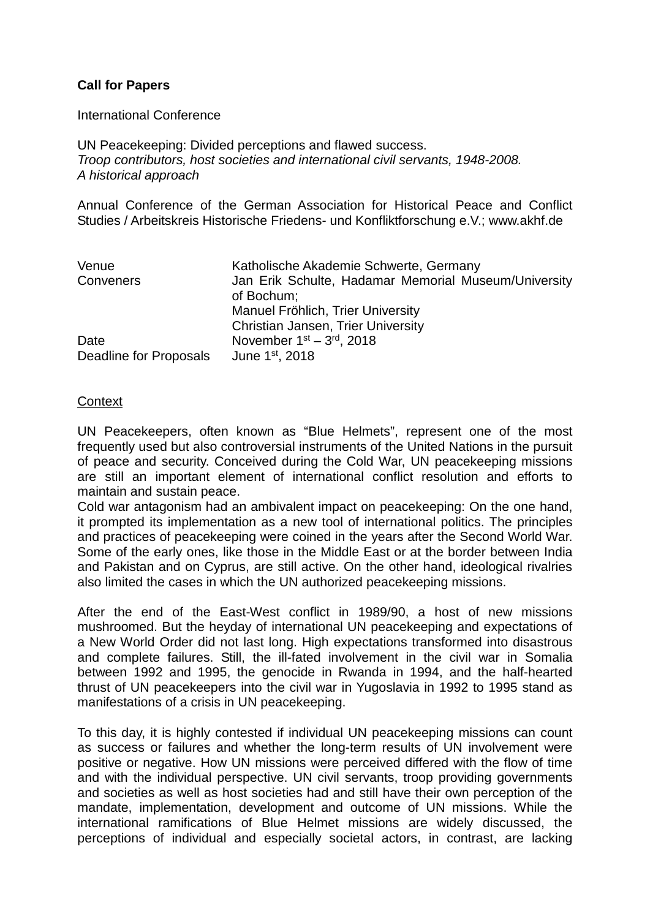**Call for Papers**

International Conference

UN Peacekeeping: Divided perceptions and flawed success.
*Troop contributors, host societies and international civil servants, 1948-2008.*
*A historical approach*

Annual Conference of the German Association for Historical Peace and Conflict Studies / Arbeitskreis Historische Friedens- und Konfliktforschung e.V.; www.akhf.de

| | |
|---|---|
| Venue | Katholische Akademie Schwerte, Germany |
| Conveners | Jan Erik Schulte, Hadamar Memorial Museum/University of Bochum; Manuel Fröhlich, Trier University Christian Jansen, Trier University |
| Date | November 1st – 3rd, 2018 |
| Deadline for Proposals | June 1st, 2018 |

Context

UN Peacekeepers, often known as "Blue Helmets", represent one of the most frequently used but also controversial instruments of the United Nations in the pursuit of peace and security. Conceived during the Cold War, UN peacekeeping missions are still an important element of international conflict resolution and efforts to maintain and sustain peace.
Cold war antagonism had an ambivalent impact on peacekeeping: On the one hand, it prompted its implementation as a new tool of international politics. The principles and practices of peacekeeping were coined in the years after the Second World War. Some of the early ones, like those in the Middle East or at the border between India and Pakistan and on Cyprus, are still active. On the other hand, ideological rivalries also limited the cases in which the UN authorized peacekeeping missions.

After the end of the East-West conflict in 1989/90, a host of new missions mushroomed. But the heyday of international UN peacekeeping and expectations of a New World Order did not last long. High expectations transformed into disastrous and complete failures. Still, the ill-fated involvement in the civil war in Somalia between 1992 and 1995, the genocide in Rwanda in 1994, and the half-hearted thrust of UN peacekeepers into the civil war in Yugoslavia in 1992 to 1995 stand as manifestations of a crisis in UN peacekeeping.

To this day, it is highly contested if individual UN peacekeeping missions can count as success or failures and whether the long-term results of UN involvement were positive or negative. How UN missions were perceived differed with the flow of time and with the individual perspective. UN civil servants, troop providing governments and societies as well as host societies had and still have their own perception of the mandate, implementation, development and outcome of UN missions. While the international ramifications of Blue Helmet missions are widely discussed, the perceptions of individual and especially societal actors, in contrast, are lacking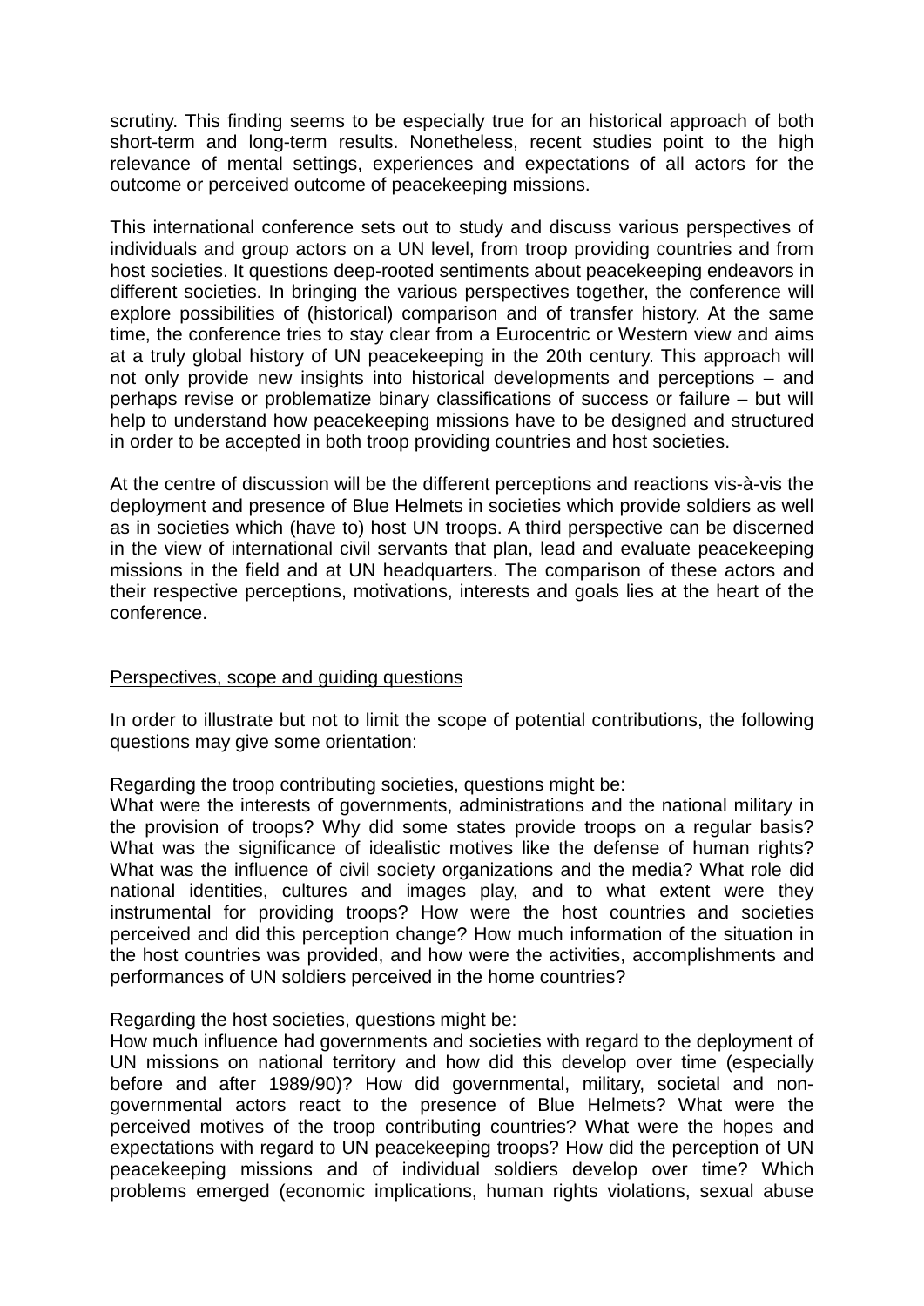scrutiny. This finding seems to be especially true for an historical approach of both short-term and long-term results. Nonetheless, recent studies point to the high relevance of mental settings, experiences and expectations of all actors for the outcome or perceived outcome of peacekeeping missions.

This international conference sets out to study and discuss various perspectives of individuals and group actors on a UN level, from troop providing countries and from host societies. It questions deep-rooted sentiments about peacekeeping endeavors in different societies. In bringing the various perspectives together, the conference will explore possibilities of (historical) comparison and of transfer history. At the same time, the conference tries to stay clear from a Eurocentric or Western view and aims at a truly global history of UN peacekeeping in the 20th century. This approach will not only provide new insights into historical developments and perceptions – and perhaps revise or problematize binary classifications of success or failure – but will help to understand how peacekeeping missions have to be designed and structured in order to be accepted in both troop providing countries and host societies.

At the centre of discussion will be the different perceptions and reactions vis-à-vis the deployment and presence of Blue Helmets in societies which provide soldiers as well as in societies which (have to) host UN troops. A third perspective can be discerned in the view of international civil servants that plan, lead and evaluate peacekeeping missions in the field and at UN headquarters. The comparison of these actors and their respective perceptions, motivations, interests and goals lies at the heart of the conference.

## Perspectives, scope and guiding questions

In order to illustrate but not to limit the scope of potential contributions, the following questions may give some orientation:

Regarding the troop contributing societies, questions might be:
What were the interests of governments, administrations and the national military in the provision of troops? Why did some states provide troops on a regular basis? What was the significance of idealistic motives like the defense of human rights? What was the influence of civil society organizations and the media? What role did national identities, cultures and images play, and to what extent were they instrumental for providing troops? How were the host countries and societies perceived and did this perception change? How much information of the situation in the host countries was provided, and how were the activities, accomplishments and performances of UN soldiers perceived in the home countries?

Regarding the host societies, questions might be:
How much influence had governments and societies with regard to the deployment of UN missions on national territory and how did this develop over time (especially before and after 1989/90)? How did governmental, military, societal and non-governmental actors react to the presence of Blue Helmets? What were the perceived motives of the troop contributing countries? What were the hopes and expectations with regard to UN peacekeeping troops? How did the perception of UN peacekeeping missions and of individual soldiers develop over time? Which problems emerged (economic implications, human rights violations, sexual abuse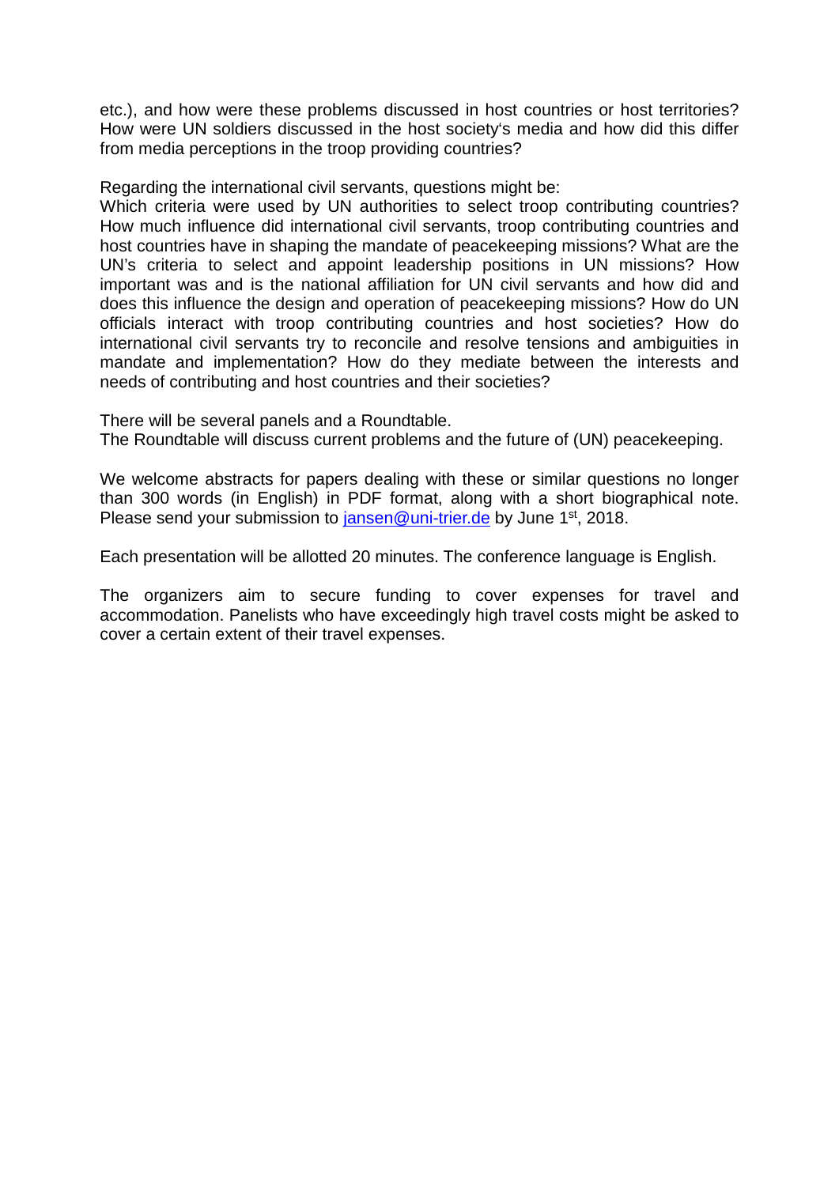etc.), and how were these problems discussed in host countries or host territories? How were UN soldiers discussed in the host society's media and how did this differ from media perceptions in the troop providing countries?

Regarding the international civil servants, questions might be:
Which criteria were used by UN authorities to select troop contributing countries? How much influence did international civil servants, troop contributing countries and host countries have in shaping the mandate of peacekeeping missions? What are the UN's criteria to select and appoint leadership positions in UN missions? How important was and is the national affiliation for UN civil servants and how did and does this influence the design and operation of peacekeeping missions? How do UN officials interact with troop contributing countries and host societies? How do international civil servants try to reconcile and resolve tensions and ambiguities in mandate and implementation? How do they mediate between the interests and needs of contributing and host countries and their societies?

There will be several panels and a Roundtable.
The Roundtable will discuss current problems and the future of (UN) peacekeeping.

We welcome abstracts for papers dealing with these or similar questions no longer than 300 words (in English) in PDF format, along with a short biographical note. Please send your submission to jansen@uni-trier.de by June 1st, 2018.

Each presentation will be allotted 20 minutes. The conference language is English.

The organizers aim to secure funding to cover expenses for travel and accommodation. Panelists who have exceedingly high travel costs might be asked to cover a certain extent of their travel expenses.